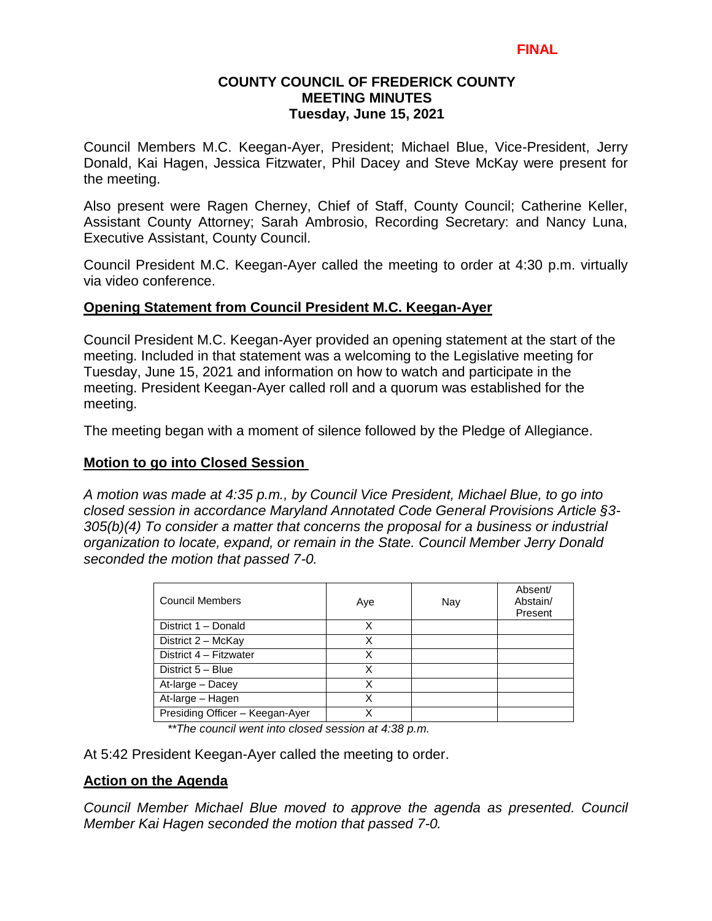**FINAL**

# COUNTY COUNCIL OF FREDERICK COUNTY
## MEETING MINUTES
### Tuesday, June 15, 2021

Council Members M.C. Keegan-Ayer, President; Michael Blue, Vice-President, Jerry Donald, Kai Hagen, Jessica Fitzwater, Phil Dacey and Steve McKay were present for the meeting.

Also present were Ragen Cherney, Chief of Staff, County Council; Catherine Keller, Assistant County Attorney; Sarah Ambrosio, Recording Secretary: and Nancy Luna, Executive Assistant, County Council.

Council President M.C. Keegan-Ayer called the meeting to order at 4:30 p.m. virtually via video conference.

**Opening Statement from Council President M.C. Keegan-Ayer**

Council President M.C. Keegan-Ayer provided an opening statement at the start of the meeting. Included in that statement was a welcoming to the Legislative meeting for Tuesday, June 15, 2021 and information on how to watch and participate in the meeting. President Keegan-Ayer called roll and a quorum was established for the meeting.

The meeting began with a moment of silence followed by the Pledge of Allegiance.

**Motion to go into Closed Session**

*A motion was made at 4:35 p.m., by Council Vice President, Michael Blue, to go into closed session in accordance Maryland Annotated Code General Provisions Article §3-305(b)(4) To consider a matter that concerns the proposal for a business or industrial organization to locate, expand, or remain in the State. Council Member Jerry Donald seconded the motion that passed 7-0.*

| Council Members | Aye | Nay | Absent/ Abstain/ Present |
|---|---|---|---|
| District 1 – Donald | X | | |
| District 2 – McKay | X | | |
| District 4 – Fitzwater | X | | |
| District 5 – Blue | X | | |
| At-large – Dacey | X | | |
| At-large – Hagen | X | | |
| Presiding Officer – Keegan-Ayer | X | | |

*\*\*The council went into closed session at 4:38 p.m.*

At 5:42 President Keegan-Ayer called the meeting to order.

**Action on the Agenda**

*Council Member Michael Blue moved to approve the agenda as presented. Council Member Kai Hagen seconded the motion that passed 7-0.*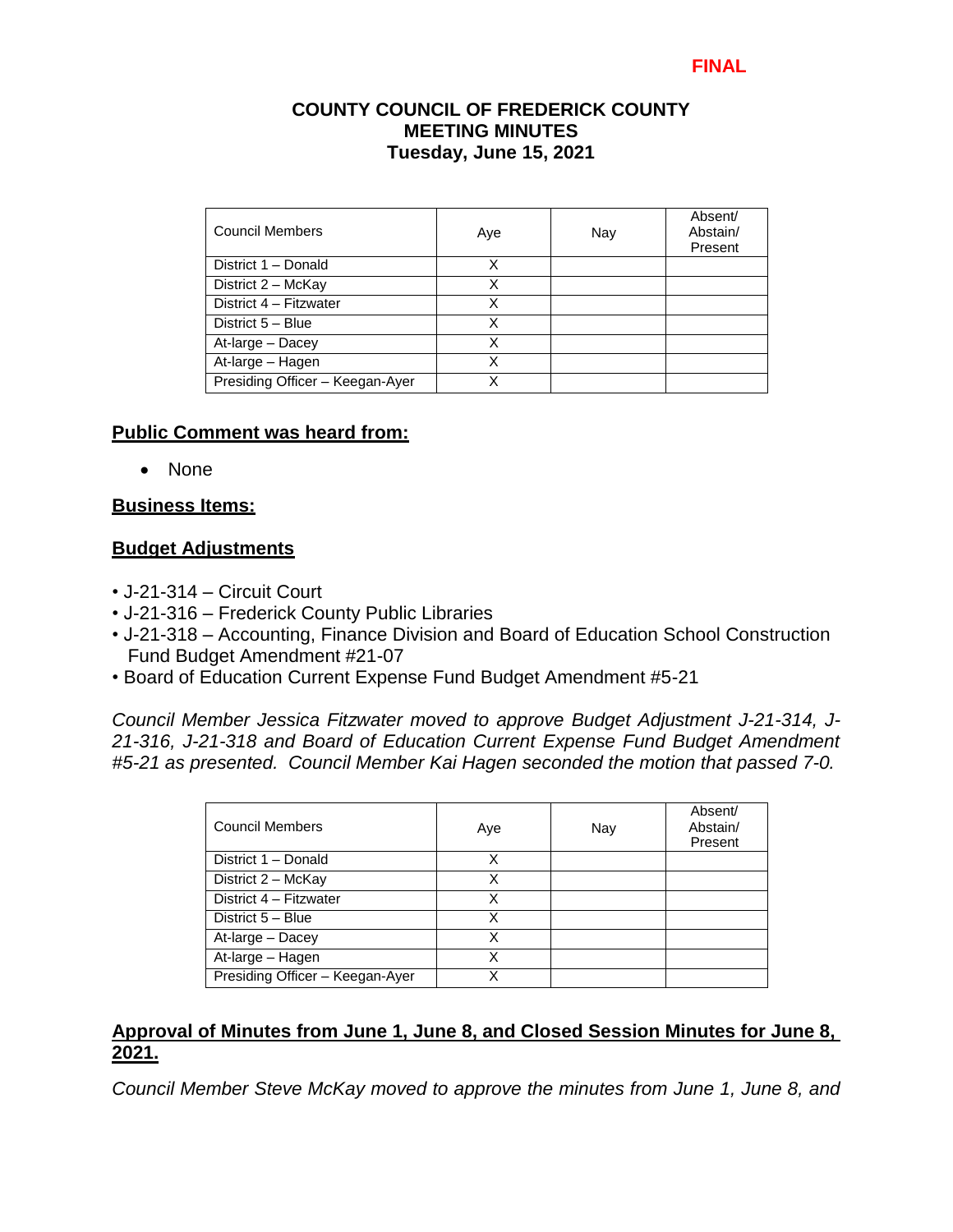**FINAL**

# COUNTY COUNCIL OF FREDERICK COUNTY
## MEETING MINUTES
### Tuesday, June 15, 2021

| Council Members | Aye | Nay | Absent/ Abstain/ Present |
|---|---|---|---|
| District 1 – Donald | X | | |
| District 2 – McKay | X | | |
| District 4 – Fitzwater | X | | |
| District 5 – Blue | X | | |
| At-large – Dacey | X | | |
| At-large – Hagen | X | | |
| Presiding Officer – Keegan-Ayer | X | | |

**Public Comment was heard from:**

- None

**Business Items:**

**Budget Adjustments**

- J-21-314 – Circuit Court
- J-21-316 – Frederick County Public Libraries
- J-21-318 – Accounting, Finance Division and Board of Education School Construction Fund Budget Amendment #21-07
- Board of Education Current Expense Fund Budget Amendment #5-21

*Council Member Jessica Fitzwater moved to approve Budget Adjustment J-21-314, J-21-316, J-21-318 and Board of Education Current Expense Fund Budget Amendment #5-21 as presented. Council Member Kai Hagen seconded the motion that passed 7-0.*

| Council Members | Aye | Nay | Absent/ Abstain/ Present |
|---|---|---|---|
| District 1 – Donald | X | | |
| District 2 – McKay | X | | |
| District 4 – Fitzwater | X | | |
| District 5 – Blue | X | | |
| At-large – Dacey | X | | |
| At-large – Hagen | X | | |
| Presiding Officer – Keegan-Ayer | X | | |

**Approval of Minutes from June 1, June 8, and Closed Session Minutes for June 8, 2021.**

*Council Member Steve McKay moved to approve the minutes from June 1, June 8, and*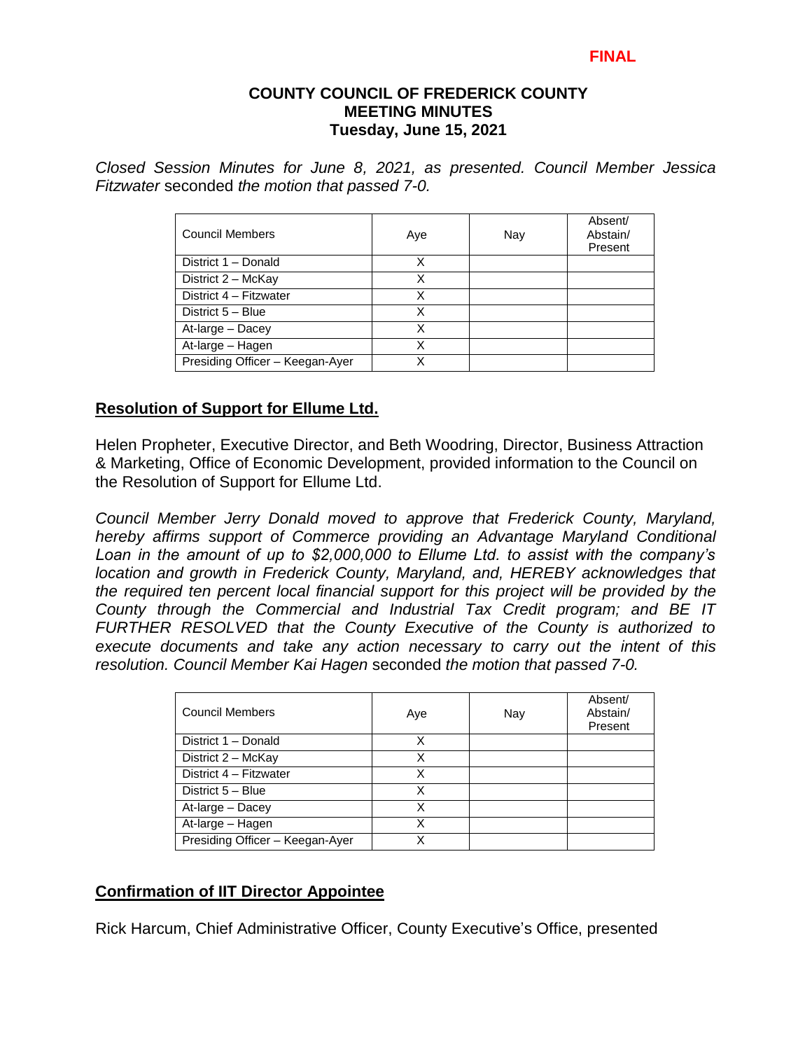**FINAL**

**COUNTY COUNCIL OF FREDERICK COUNTY**
**MEETING MINUTES**
**Tuesday, June 15, 2021**

*Closed Session Minutes for June 8, 2021, as presented. Council Member Jessica Fitzwater* seconded *the motion that passed 7-0.*

| Council Members | Aye | Nay | Absent/ Abstain/ Present |
|---|---|---|---|
| District 1 – Donald | X | | |
| District 2 – McKay | X | | |
| District 4 – Fitzwater | X | | |
| District 5 – Blue | X | | |
| At-large – Dacey | X | | |
| At-large – Hagen | X | | |
| Presiding Officer – Keegan-Ayer | X | | |

## Resolution of Support for Ellume Ltd.

Helen Propheter, Executive Director, and Beth Woodring, Director, Business Attraction & Marketing, Office of Economic Development, provided information to the Council on the Resolution of Support for Ellume Ltd.

*Council Member Jerry Donald moved to approve that Frederick County, Maryland, hereby affirms support of Commerce providing an Advantage Maryland Conditional Loan in the amount of up to $2,000,000 to Ellume Ltd. to assist with the company's location and growth in Frederick County, Maryland, and, HEREBY acknowledges that the required ten percent local financial support for this project will be provided by the County through the Commercial and Industrial Tax Credit program; and BE IT FURTHER RESOLVED that the County Executive of the County is authorized to execute documents and take any action necessary to carry out the intent of this resolution. Council Member Kai Hagen* seconded *the motion that passed 7-0.*

| Council Members | Aye | Nay | Absent/ Abstain/ Present |
|---|---|---|---|
| District 1 – Donald | X | | |
| District 2 – McKay | X | | |
| District 4 – Fitzwater | X | | |
| District 5 – Blue | X | | |
| At-large – Dacey | X | | |
| At-large – Hagen | X | | |
| Presiding Officer – Keegan-Ayer | X | | |

## Confirmation of IIT Director Appointee

Rick Harcum, Chief Administrative Officer, County Executive's Office, presented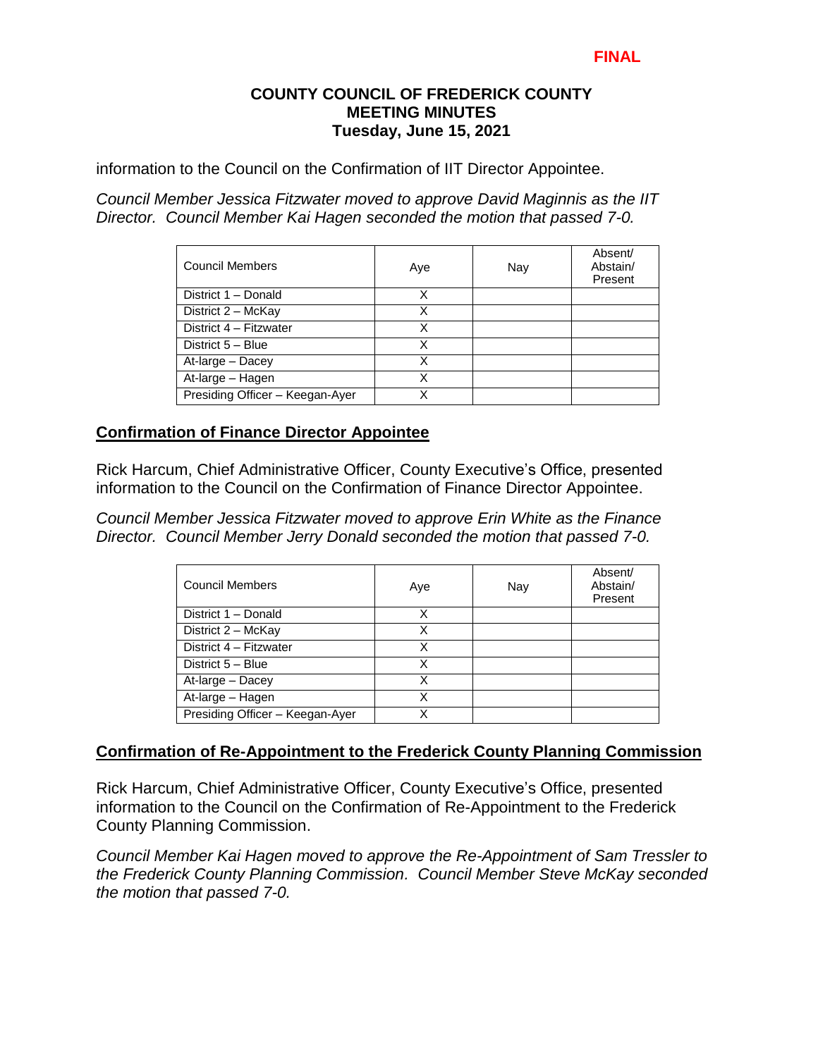information to the Council on the Confirmation of IIT Director Appointee.

*Council Member Jessica Fitzwater moved to approve David Maginnis as the IIT Director. Council Member Kai Hagen seconded the motion that passed 7-0.*

| Council Members | Aye | Nay | Absent/ Abstain/ Present |
|---|---|---|---|
| District 1 – Donald | X | | |
| District 2 – McKay | X | | |
| District 4 – Fitzwater | X | | |
| District 5 – Blue | X | | |
| At-large – Dacey | X | | |
| At-large – Hagen | X | | |
| Presiding Officer – Keegan-Ayer | X | | |

## Confirmation of Finance Director Appointee

Rick Harcum, Chief Administrative Officer, County Executive's Office, presented information to the Council on the Confirmation of Finance Director Appointee.

*Council Member Jessica Fitzwater moved to approve Erin White as the Finance Director. Council Member Jerry Donald seconded the motion that passed 7-0.*

| Council Members | Aye | Nay | Absent/ Abstain/ Present |
|---|---|---|---|
| District 1 – Donald | X | | |
| District 2 – McKay | X | | |
| District 4 – Fitzwater | X | | |
| District 5 – Blue | X | | |
| At-large – Dacey | X | | |
| At-large – Hagen | X | | |
| Presiding Officer – Keegan-Ayer | X | | |

## Confirmation of Re-Appointment to the Frederick County Planning Commission

Rick Harcum, Chief Administrative Officer, County Executive's Office, presented information to the Council on the Confirmation of Re-Appointment to the Frederick County Planning Commission.

*Council Member Kai Hagen moved to approve the Re-Appointment of Sam Tressler to the Frederick County Planning Commission. Council Member Steve McKay seconded the motion that passed 7-0.*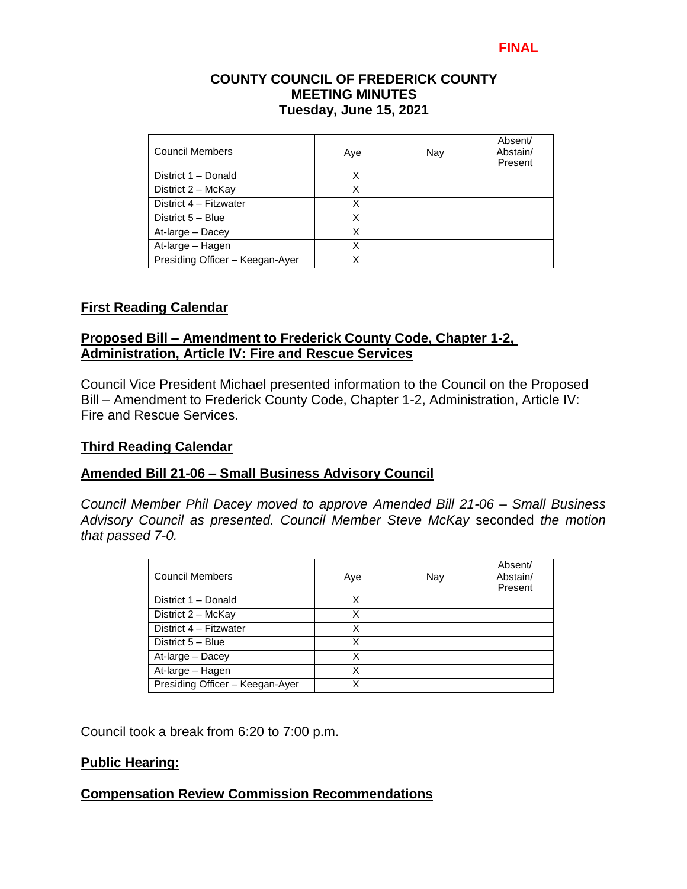**FINAL**

**COUNTY COUNCIL OF FREDERICK COUNTY**
**MEETING MINUTES**
**Tuesday, June 15, 2021**

| Council Members | Aye | Nay | Absent/ Abstain/ Present |
|---|---|---|---|
| District 1 – Donald | X | | |
| District 2 – McKay | X | | |
| District 4 – Fitzwater | X | | |
| District 5 – Blue | X | | |
| At-large – Dacey | X | | |
| At-large – Hagen | X | | |
| Presiding Officer – Keegan-Ayer | X | | |

## First Reading Calendar

### Proposed Bill – Amendment to Frederick County Code, Chapter 1-2, Administration, Article IV: Fire and Rescue Services

Council Vice President Michael presented information to the Council on the Proposed Bill – Amendment to Frederick County Code, Chapter 1-2, Administration, Article IV: Fire and Rescue Services.

## Third Reading Calendar

### Amended Bill 21-06 – Small Business Advisory Council

*Council Member Phil Dacey moved to approve Amended Bill 21-06 – Small Business Advisory Council as presented. Council Member Steve McKay* seconded *the motion that passed 7-0.*

| Council Members | Aye | Nay | Absent/ Abstain/ Present |
|---|---|---|---|
| District 1 – Donald | X | | |
| District 2 – McKay | X | | |
| District 4 – Fitzwater | X | | |
| District 5 – Blue | X | | |
| At-large – Dacey | X | | |
| At-large – Hagen | X | | |
| Presiding Officer – Keegan-Ayer | X | | |

Council took a break from 6:20 to 7:00 p.m.

## Public Hearing:

### Compensation Review Commission Recommendations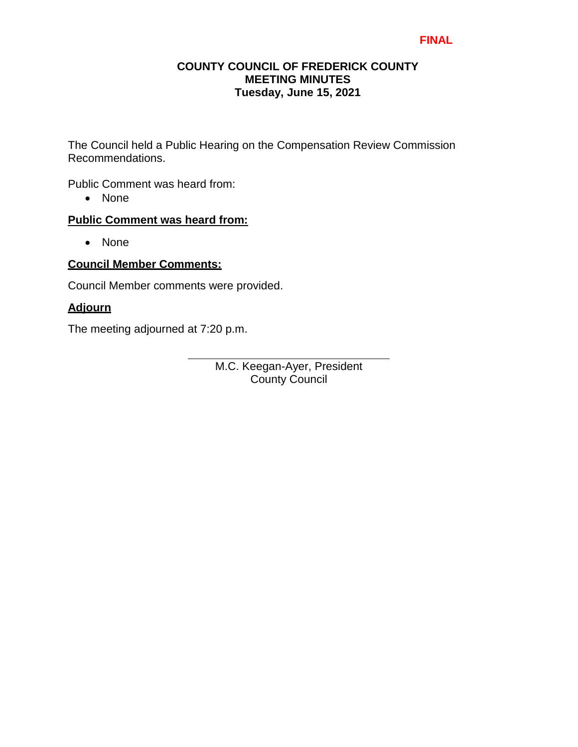**FINAL**

**COUNTY COUNCIL OF FREDERICK COUNTY**
**MEETING MINUTES**
**Tuesday, June 15, 2021**

The Council held a Public Hearing on the Compensation Review Commission Recommendations.

Public Comment was heard from:

- None

**Public Comment was heard from:**

- None

**Council Member Comments:**

Council Member comments were provided.

**Adjourn**

The meeting adjourned at 7:20 p.m.

M.C. Keegan-Ayer, President
County Council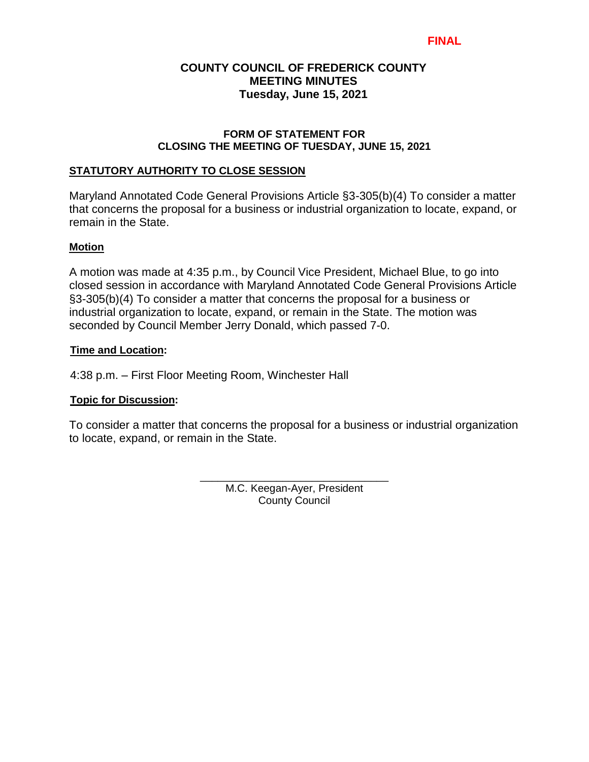**FINAL**

# COUNTY COUNCIL OF FREDERICK COUNTY
## MEETING MINUTES
### Tuesday, June 15, 2021

### FORM OF STATEMENT FOR CLOSING THE MEETING OF TUESDAY, JUNE 15, 2021

**STATUTORY AUTHORITY TO CLOSE SESSION**

Maryland Annotated Code General Provisions Article §3-305(b)(4) To consider a matter that concerns the proposal for a business or industrial organization to locate, expand, or remain in the State.

**Motion**

A motion was made at 4:35 p.m., by Council Vice President, Michael Blue, to go into closed session in accordance with Maryland Annotated Code General Provisions Article §3-305(b)(4) To consider a matter that concerns the proposal for a business or industrial organization to locate, expand, or remain in the State. The motion was seconded by Council Member Jerry Donald, which passed 7-0.

**Time and Location:**

4:38 p.m. – First Floor Meeting Room, Winchester Hall

**Topic for Discussion:**

To consider a matter that concerns the proposal for a business or industrial organization to locate, expand, or remain in the State.

\_\_\_\_\_\_\_\_\_\_\_\_\_\_\_\_\_\_\_\_\_\_\_\_\_\_\_\_\_\_

M.C. Keegan-Ayer, President
County Council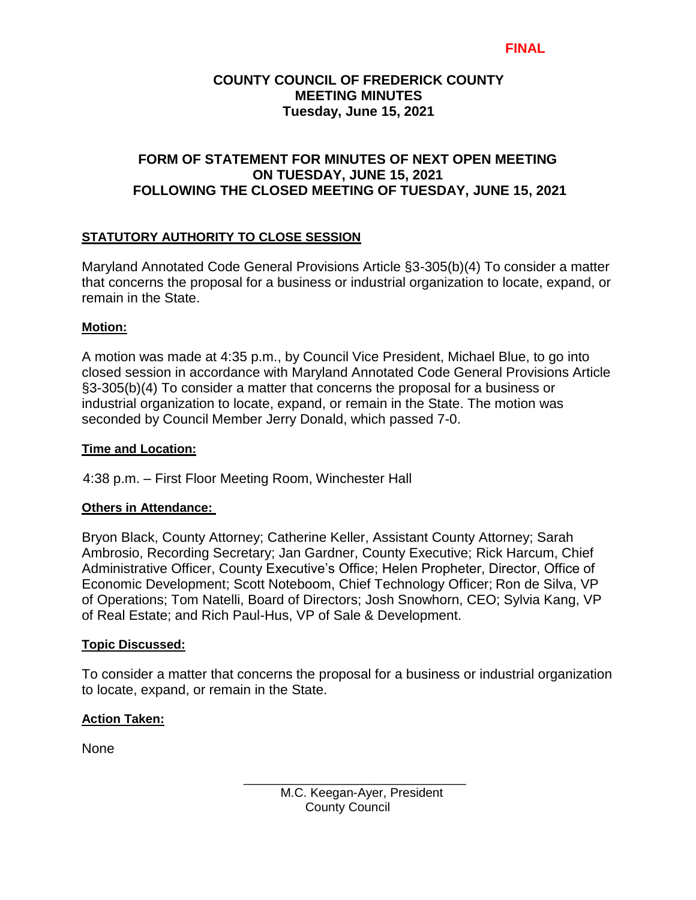**FINAL**

# COUNTY COUNCIL OF FREDERICK COUNTY
## MEETING MINUTES
### Tuesday, June 15, 2021

## FORM OF STATEMENT FOR MINUTES OF NEXT OPEN MEETING ON TUESDAY, JUNE 15, 2021 FOLLOWING THE CLOSED MEETING OF TUESDAY, JUNE 15, 2021

**STATUTORY AUTHORITY TO CLOSE SESSION**

Maryland Annotated Code General Provisions Article §3-305(b)(4) To consider a matter that concerns the proposal for a business or industrial organization to locate, expand, or remain in the State.

**Motion:**

A motion was made at 4:35 p.m., by Council Vice President, Michael Blue, to go into closed session in accordance with Maryland Annotated Code General Provisions Article §3-305(b)(4) To consider a matter that concerns the proposal for a business or industrial organization to locate, expand, or remain in the State. The motion was seconded by Council Member Jerry Donald, which passed 7-0.

**Time and Location:**

4:38 p.m. – First Floor Meeting Room, Winchester Hall

**Others in Attendance:**

Bryon Black, County Attorney; Catherine Keller, Assistant County Attorney; Sarah Ambrosio, Recording Secretary; Jan Gardner, County Executive; Rick Harcum, Chief Administrative Officer, County Executive's Office; Helen Propheter, Director, Office of Economic Development; Scott Noteboom, Chief Technology Officer; Ron de Silva, VP of Operations; Tom Natelli, Board of Directors; Josh Snowhorn, CEO; Sylvia Kang, VP of Real Estate; and Rich Paul-Hus, VP of Sale & Development.

**Topic Discussed:**

To consider a matter that concerns the proposal for a business or industrial organization to locate, expand, or remain in the State.

**Action Taken:**

None

\_\_\_\_\_\_\_\_\_\_\_\_\_\_\_\_\_\_\_\_\_\_\_\_\_\_\_\_\_\_

M.C. Keegan-Ayer, President
County Council